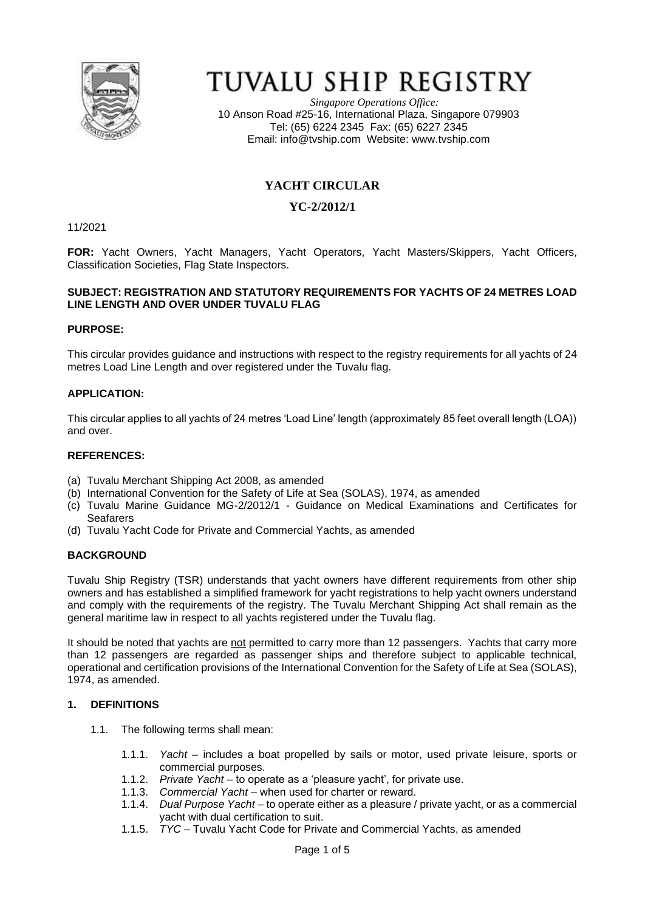# TUVALU SHIP REGISTRY

*Singapore Operations Office:*
10 Anson Road #25-16, International Plaza, Singapore 079903
Tel: (65) 6224 2345 Fax: (65) 6227 2345
Email: info@tvship.com Website: www.tvship.com

## YACHT CIRCULAR

## YC-2/2012/1

11/2021

**FOR:** Yacht Owners, Yacht Managers, Yacht Operators, Yacht Masters/Skippers, Yacht Officers, Classification Societies, Flag State Inspectors.

**SUBJECT: REGISTRATION AND STATUTORY REQUIREMENTS FOR YACHTS OF 24 METRES LOAD LINE LENGTH AND OVER UNDER TUVALU FLAG**

**PURPOSE:**

This circular provides guidance and instructions with respect to the registry requirements for all yachts of 24 metres Load Line Length and over registered under the Tuvalu flag.

**APPLICATION:**

This circular applies to all yachts of 24 metres 'Load Line' length (approximately 85 feet overall length (LOA)) and over.

**REFERENCES:**

- (a) Tuvalu Merchant Shipping Act 2008, as amended
- (b) International Convention for the Safety of Life at Sea (SOLAS), 1974, as amended
- (c) Tuvalu Marine Guidance MG-2/2012/1 - Guidance on Medical Examinations and Certificates for Seafarers
- (d) Tuvalu Yacht Code for Private and Commercial Yachts, as amended

**BACKGROUND**

Tuvalu Ship Registry (TSR) understands that yacht owners have different requirements from other ship owners and has established a simplified framework for yacht registrations to help yacht owners understand and comply with the requirements of the registry. The Tuvalu Merchant Shipping Act shall remain as the general maritime law in respect to all yachts registered under the Tuvalu flag.

It should be noted that yachts are not permitted to carry more than 12 passengers. Yachts that carry more than 12 passengers are regarded as passenger ships and therefore subject to applicable technical, operational and certification provisions of the International Convention for the Safety of Life at Sea (SOLAS), 1974, as amended.

**1. DEFINITIONS**

1.1. The following terms shall mean:

1.1.1. *Yacht* – includes a boat propelled by sails or motor, used private leisure, sports or commercial purposes.

1.1.2. *Private Yacht* – to operate as a 'pleasure yacht', for private use.

1.1.3. *Commercial Yacht* – when used for charter or reward.

1.1.4. *Dual Purpose Yacht* – to operate either as a pleasure / private yacht, or as a commercial yacht with dual certification to suit.

1.1.5. *TYC* – Tuvalu Yacht Code for Private and Commercial Yachts, as amended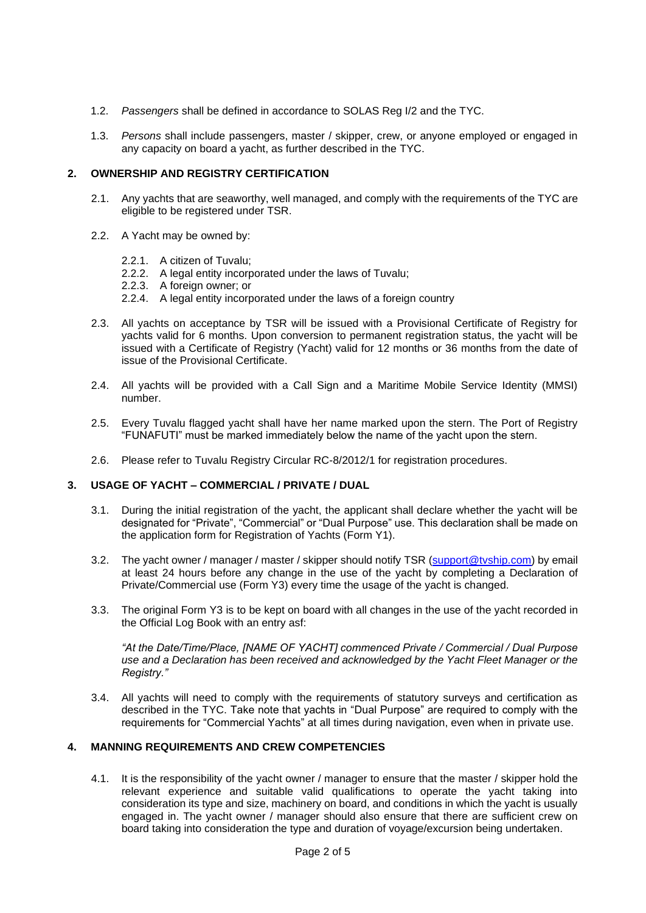1.2. *Passengers* shall be defined in accordance to SOLAS Reg I/2 and the TYC.

1.3. *Persons* shall include passengers, master / skipper, crew, or anyone employed or engaged in any capacity on board a yacht, as further described in the TYC.

## 2. OWNERSHIP AND REGISTRY CERTIFICATION

2.1. Any yachts that are seaworthy, well managed, and comply with the requirements of the TYC are eligible to be registered under TSR.

2.2. A Yacht may be owned by:

- 2.2.1. A citizen of Tuvalu;
- 2.2.2. A legal entity incorporated under the laws of Tuvalu;
- 2.2.3. A foreign owner; or
- 2.2.4. A legal entity incorporated under the laws of a foreign country

2.3. All yachts on acceptance by TSR will be issued with a Provisional Certificate of Registry for yachts valid for 6 months. Upon conversion to permanent registration status, the yacht will be issued with a Certificate of Registry (Yacht) valid for 12 months or 36 months from the date of issue of the Provisional Certificate.

2.4. All yachts will be provided with a Call Sign and a Maritime Mobile Service Identity (MMSI) number.

2.5. Every Tuvalu flagged yacht shall have her name marked upon the stern. The Port of Registry "FUNAFUTI" must be marked immediately below the name of the yacht upon the stern.

2.6. Please refer to Tuvalu Registry Circular RC-8/2012/1 for registration procedures.

## 3. USAGE OF YACHT – COMMERCIAL / PRIVATE / DUAL

3.1. During the initial registration of the yacht, the applicant shall declare whether the yacht will be designated for "Private", "Commercial" or "Dual Purpose" use. This declaration shall be made on the application form for Registration of Yachts (Form Y1).

3.2. The yacht owner / manager / master / skipper should notify TSR (support@tvship.com) by email at least 24 hours before any change in the use of the yacht by completing a Declaration of Private/Commercial use (Form Y3) every time the usage of the yacht is changed.

3.3. The original Form Y3 is to be kept on board with all changes in the use of the yacht recorded in the Official Log Book with an entry asf:

*"At the Date/Time/Place, [NAME OF YACHT] commenced Private / Commercial / Dual Purpose use and a Declaration has been received and acknowledged by the Yacht Fleet Manager or the Registry."*

3.4. All yachts will need to comply with the requirements of statutory surveys and certification as described in the TYC. Take note that yachts in "Dual Purpose" are required to comply with the requirements for "Commercial Yachts" at all times during navigation, even when in private use.

## 4. MANNING REQUIREMENTS AND CREW COMPETENCIES

4.1. It is the responsibility of the yacht owner / manager to ensure that the master / skipper hold the relevant experience and suitable valid qualifications to operate the yacht taking into consideration its type and size, machinery on board, and conditions in which the yacht is usually engaged in. The yacht owner / manager should also ensure that there are sufficient crew on board taking into consideration the type and duration of voyage/excursion being undertaken.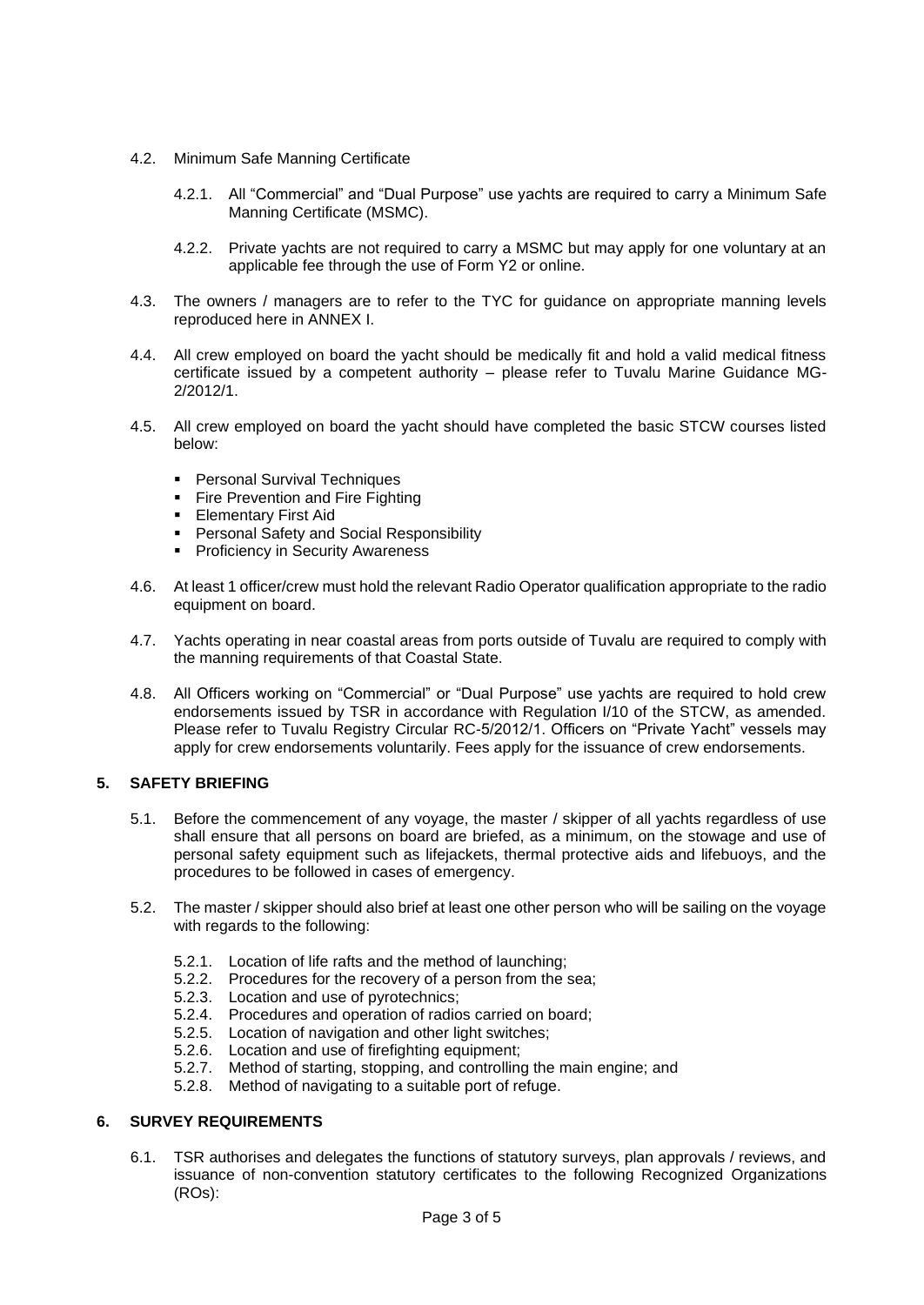4.2. Minimum Safe Manning Certificate

4.2.1. All “Commercial” and “Dual Purpose” use yachts are required to carry a Minimum Safe Manning Certificate (MSMC).

4.2.2. Private yachts are not required to carry a MSMC but may apply for one voluntary at an applicable fee through the use of Form Y2 or online.

4.3. The owners / managers are to refer to the TYC for guidance on appropriate manning levels reproduced here in ANNEX I.

4.4. All crew employed on board the yacht should be medically fit and hold a valid medical fitness certificate issued by a competent authority – please refer to Tuvalu Marine Guidance MG-2/2012/1.

4.5. All crew employed on board the yacht should have completed the basic STCW courses listed below:

- Personal Survival Techniques
- Fire Prevention and Fire Fighting
- Elementary First Aid
- Personal Safety and Social Responsibility
- Proficiency in Security Awareness

4.6. At least 1 officer/crew must hold the relevant Radio Operator qualification appropriate to the radio equipment on board.

4.7. Yachts operating in near coastal areas from ports outside of Tuvalu are required to comply with the manning requirements of that Coastal State.

4.8. All Officers working on “Commercial” or “Dual Purpose” use yachts are required to hold crew endorsements issued by TSR in accordance with Regulation I/10 of the STCW, as amended. Please refer to Tuvalu Registry Circular RC-5/2012/1. Officers on “Private Yacht” vessels may apply for crew endorsements voluntarily. Fees apply for the issuance of crew endorsements.

## 5. SAFETY BRIEFING

5.1. Before the commencement of any voyage, the master / skipper of all yachts regardless of use shall ensure that all persons on board are briefed, as a minimum, on the stowage and use of personal safety equipment such as lifejackets, thermal protective aids and lifebuoys, and the procedures to be followed in cases of emergency.

5.2. The master / skipper should also brief at least one other person who will be sailing on the voyage with regards to the following:

5.2.1. Location of life rafts and the method of launching;
5.2.2. Procedures for the recovery of a person from the sea;
5.2.3. Location and use of pyrotechnics;
5.2.4. Procedures and operation of radios carried on board;
5.2.5. Location of navigation and other light switches;
5.2.6. Location and use of firefighting equipment;
5.2.7. Method of starting, stopping, and controlling the main engine; and
5.2.8. Method of navigating to a suitable port of refuge.

## 6. SURVEY REQUIREMENTS

6.1. TSR authorises and delegates the functions of statutory surveys, plan approvals / reviews, and issuance of non-convention statutory certificates to the following Recognized Organizations (ROs):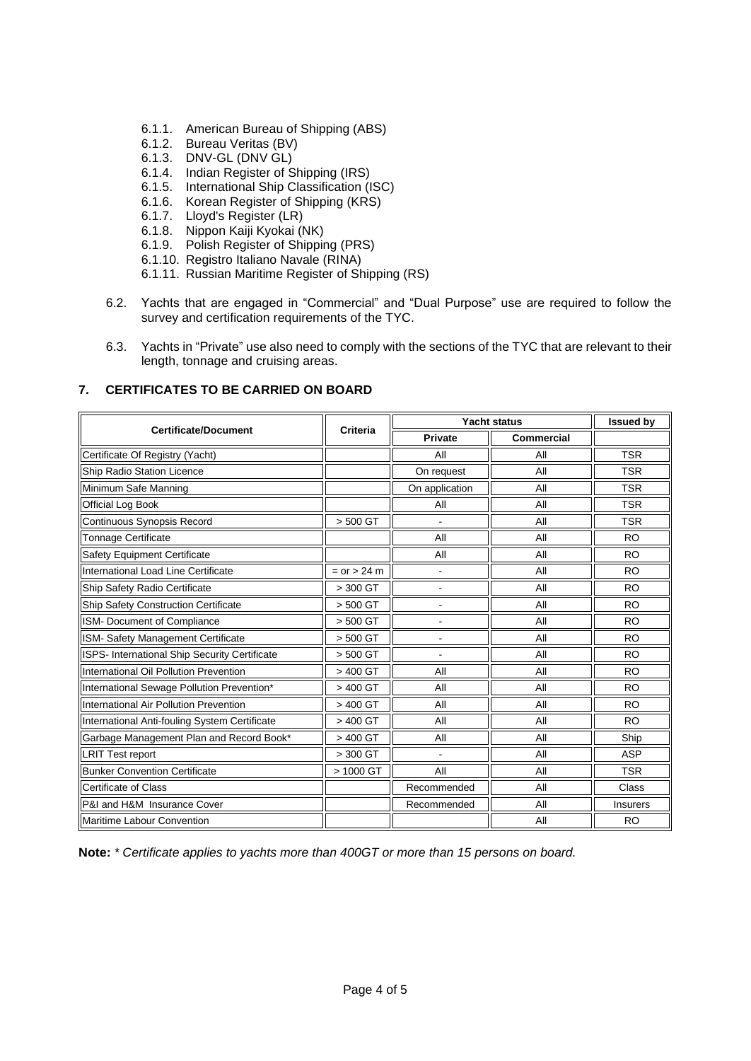6.1.1. American Bureau of Shipping (ABS)
6.1.2. Bureau Veritas (BV)
6.1.3. DNV-GL (DNV GL)
6.1.4. Indian Register of Shipping (IRS)
6.1.5. International Ship Classification (ISC)
6.1.6. Korean Register of Shipping (KRS)
6.1.7. Lloyd's Register (LR)
6.1.8. Nippon Kaiji Kyokai (NK)
6.1.9. Polish Register of Shipping (PRS)
6.1.10. Registro Italiano Navale (RINA)
6.1.11. Russian Maritime Register of Shipping (RS)

6.2. Yachts that are engaged in "Commercial" and "Dual Purpose" use are required to follow the survey and certification requirements of the TYC.

6.3. Yachts in "Private" use also need to comply with the sections of the TYC that are relevant to their length, tonnage and cruising areas.

## 7. CERTIFICATES TO BE CARRIED ON BOARD

| Certificate/Document | Criteria | Yacht status | | Issued by |
|---|---|---|---|---|
| | | Private | Commercial | |
| Certificate Of Registry (Yacht) | | All | All | TSR |
| Ship Radio Station Licence | | On request | All | TSR |
| Minimum Safe Manning | | On application | All | TSR |
| Official Log Book | | All | All | TSR |
| Continuous Synopsis Record | > 500 GT | - | All | TSR |
| Tonnage Certificate | | All | All | RO |
| Safety Equipment Certificate | | All | All | RO |
| International Load Line Certificate | = or > 24 m | - | All | RO |
| Ship Safety Radio Certificate | > 300 GT | - | All | RO |
| Ship Safety Construction Certificate | > 500 GT | - | All | RO |
| ISM- Document of Compliance | > 500 GT | - | All | RO |
| ISM- Safety Management Certificate | > 500 GT | - | All | RO |
| ISPS- International Ship Security Certificate | > 500 GT | - | All | RO |
| International Oil Pollution Prevention | > 400 GT | All | All | RO |
| International Sewage Pollution Prevention* | > 400 GT | All | All | RO |
| International Air Pollution Prevention | > 400 GT | All | All | RO |
| International Anti-fouling System Certificate | > 400 GT | All | All | RO |
| Garbage Management Plan and Record Book* | > 400 GT | All | All | Ship |
| LRIT Test report | > 300 GT | - | All | ASP |
| Bunker Convention Certificate | > 1000 GT | All | All | TSR |
| Certificate of Class | | Recommended | All | Class |
| P&I and H&M Insurance Cover | | Recommended | All | Insurers |
| Maritime Labour Convention | | | All | RO |

**Note:** *\* Certificate applies to yachts more than 400GT or more than 15 persons on board.*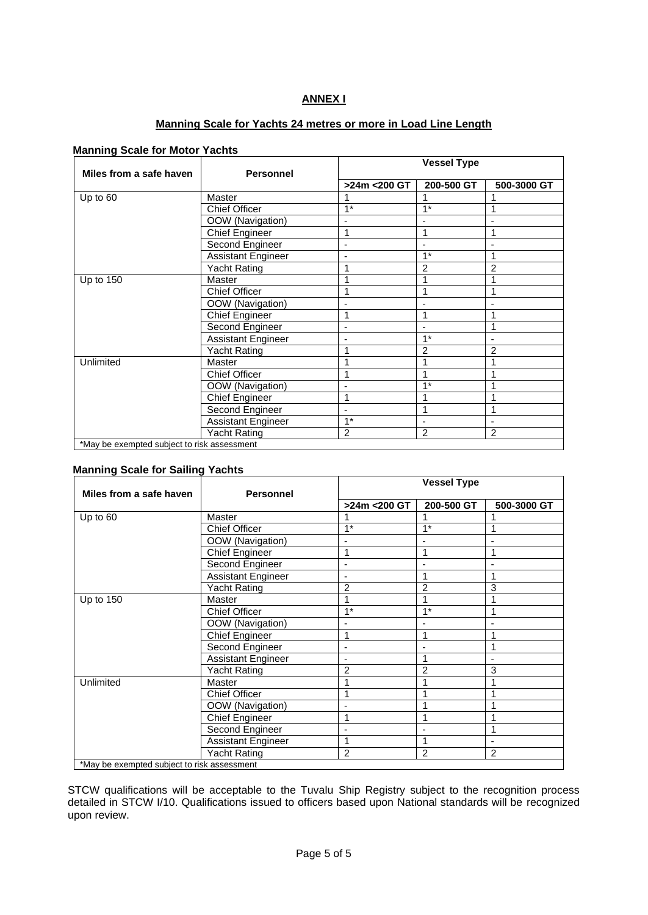## ANNEX I

### Manning Scale for Yachts 24 metres or more in Load Line Length

**Manning Scale for Motor Yachts**

| Miles from a safe haven | Personnel | Vessel Type | | |
|---|---|---|---|---|
| | | >24m <200 GT | 200-500 GT | 500-3000 GT |
| Up to 60 | Master | 1 | 1 | 1 |
| | Chief Officer | 1* | 1* | 1 |
| | OOW (Navigation) | - | - | - |
| | Chief Engineer | 1 | 1 | 1 |
| | Second Engineer | - | - | - |
| | Assistant Engineer | - | 1* | 1 |
| | Yacht Rating | 1 | 2 | 2 |
| Up to 150 | Master | 1 | 1 | 1 |
| | Chief Officer | 1 | 1 | 1 |
| | OOW (Navigation) | - | - | - |
| | Chief Engineer | 1 | 1 | 1 |
| | Second Engineer | - | - | 1 |
| | Assistant Engineer | - | 1* | - |
| | Yacht Rating | 1 | 2 | 2 |
| Unlimited | Master | 1 | 1 | 1 |
| | Chief Officer | 1 | 1 | 1 |
| | OOW (Navigation) | - | 1* | 1 |
| | Chief Engineer | 1 | 1 | 1 |
| | Second Engineer | - | 1 | 1 |
| | Assistant Engineer | 1* | - | - |
| | Yacht Rating | 2 | 2 | 2 |
| *May be exempted subject to risk assessment | | | | |

**Manning Scale for Sailing Yachts**

| Miles from a safe haven | Personnel | Vessel Type | | |
|---|---|---|---|---|
| | | >24m <200 GT | 200-500 GT | 500-3000 GT |
| Up to 60 | Master | 1 | 1 | 1 |
| | Chief Officer | 1* | 1* | 1 |
| | OOW (Navigation) | - | - | - |
| | Chief Engineer | 1 | 1 | 1 |
| | Second Engineer | - | - | - |
| | Assistant Engineer | - | 1 | 1 |
| | Yacht Rating | 2 | 2 | 3 |
| Up to 150 | Master | 1 | 1 | 1 |
| | Chief Officer | 1* | 1* | 1 |
| | OOW (Navigation) | - | - | - |
| | Chief Engineer | 1 | 1 | 1 |
| | Second Engineer | - | - | 1 |
| | Assistant Engineer | - | 1 | - |
| | Yacht Rating | 2 | 2 | 3 |
| Unlimited | Master | 1 | 1 | 1 |
| | Chief Officer | 1 | 1 | 1 |
| | OOW (Navigation) | - | 1 | 1 |
| | Chief Engineer | 1 | 1 | 1 |
| | Second Engineer | - | - | 1 |
| | Assistant Engineer | 1 | 1 | - |
| | Yacht Rating | 2 | 2 | 2 |
| *May be exempted subject to risk assessment | | | | |

STCW qualifications will be acceptable to the Tuvalu Ship Registry subject to the recognition process detailed in STCW I/10. Qualifications issued to officers based upon National standards will be recognized upon review.